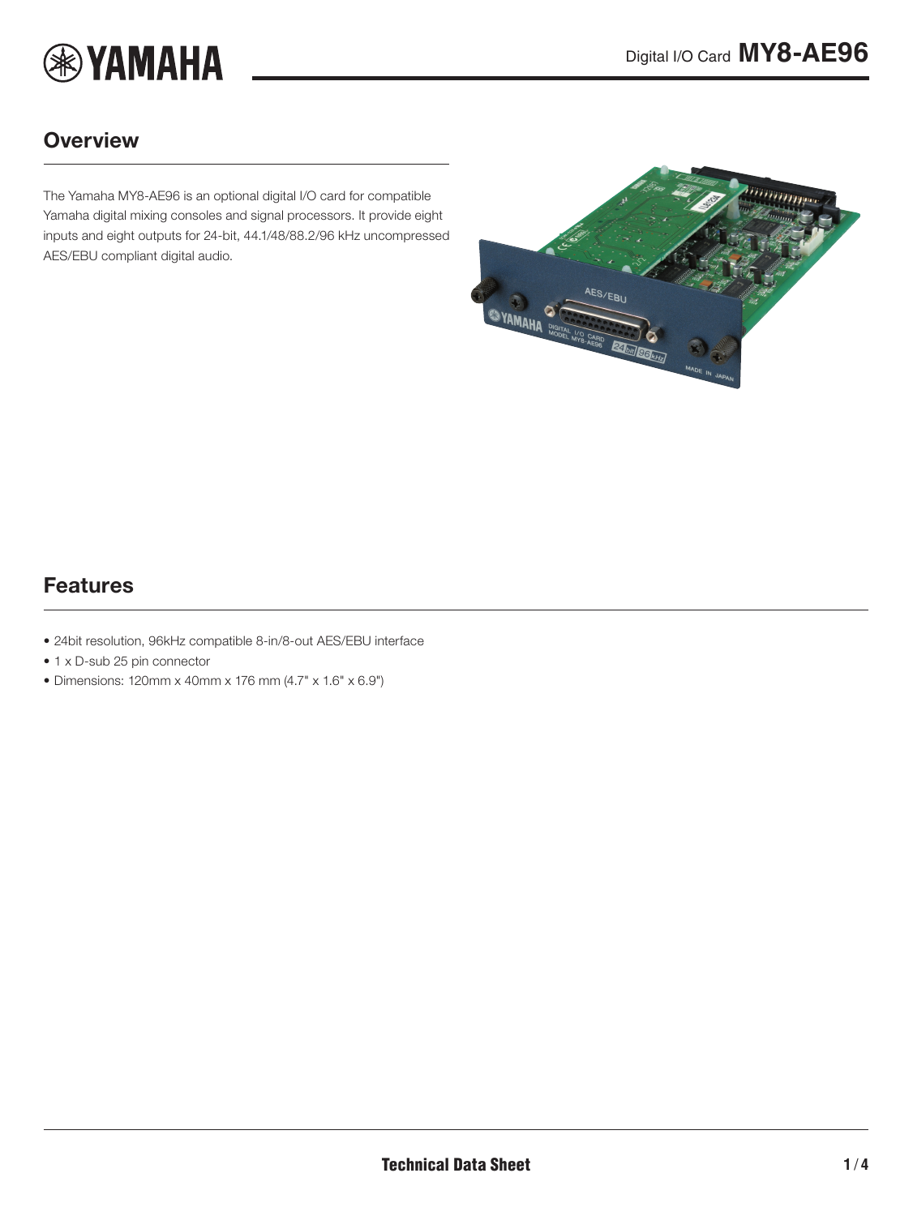# Digital I/O Card MY8-AE96

## Overview

The Yamaha MY8-AE96 is an optional digital I/O card for compatible Yamaha digital mixing consoles and signal processors. It provide eight inputs and eight outputs for 24-bit, 44.1/48/88.2/96 kHz uncompressed AES/EBU compliant digital audio.

## Features

- 24bit resolution, 96kHz compatible 8-in/8-out AES/EBU interface
- 1 x D-sub 25 pin connector
- Dimensions: 120mm x 40mm x 176 mm (4.7" x 1.6" x 6.9")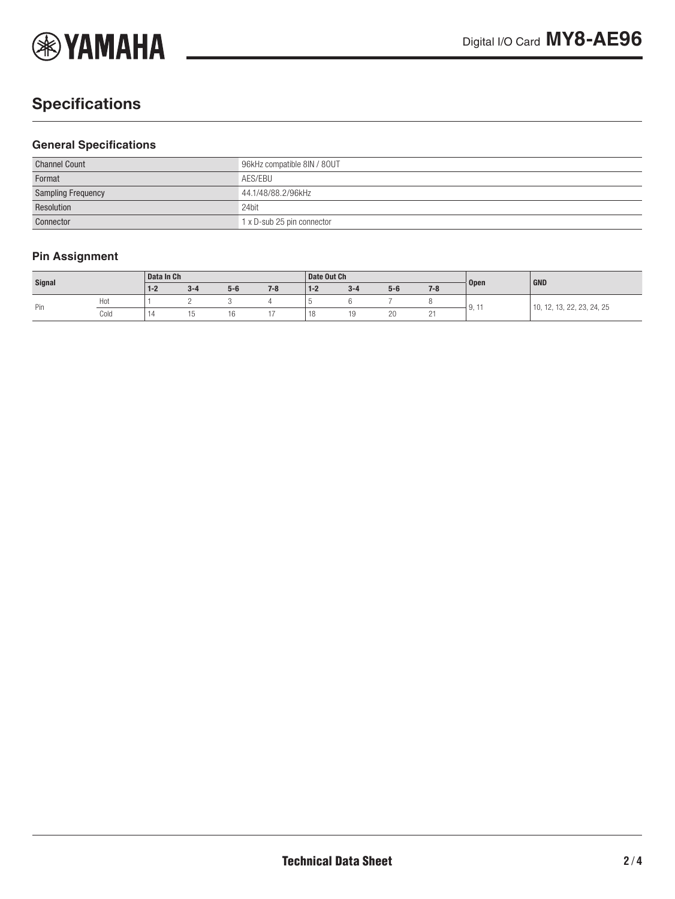## Specifications

### General Specifications

| | |
|---|---|
| Channel Count | 96kHz compatible 8IN / 8OUT |
| Format | AES/EBU |
| Sampling Frequency | 44.1/48/88.2/96kHz |
| Resolution | 24bit |
| Connector | 1 x D-sub 25 pin connector |

### Pin Assignment

| Signal | | Data In Ch | | | | Date Out Ch | | | | Open | GND |
|---|---|---|---|---|---|---|---|---|---|---|---|
| | | 1-2 | 3-4 | 5-6 | 7-8 | 1-2 | 3-4 | 5-6 | 7-8 | | |
| Pin | Hot | 1 | 2 | 3 | 4 | 5 | 6 | 7 | 8 | 9, 11 | 10, 12, 13, 22, 23, 24, 25 |
| | Cold | 14 | 15 | 16 | 17 | 18 | 19 | 20 | 21 | | |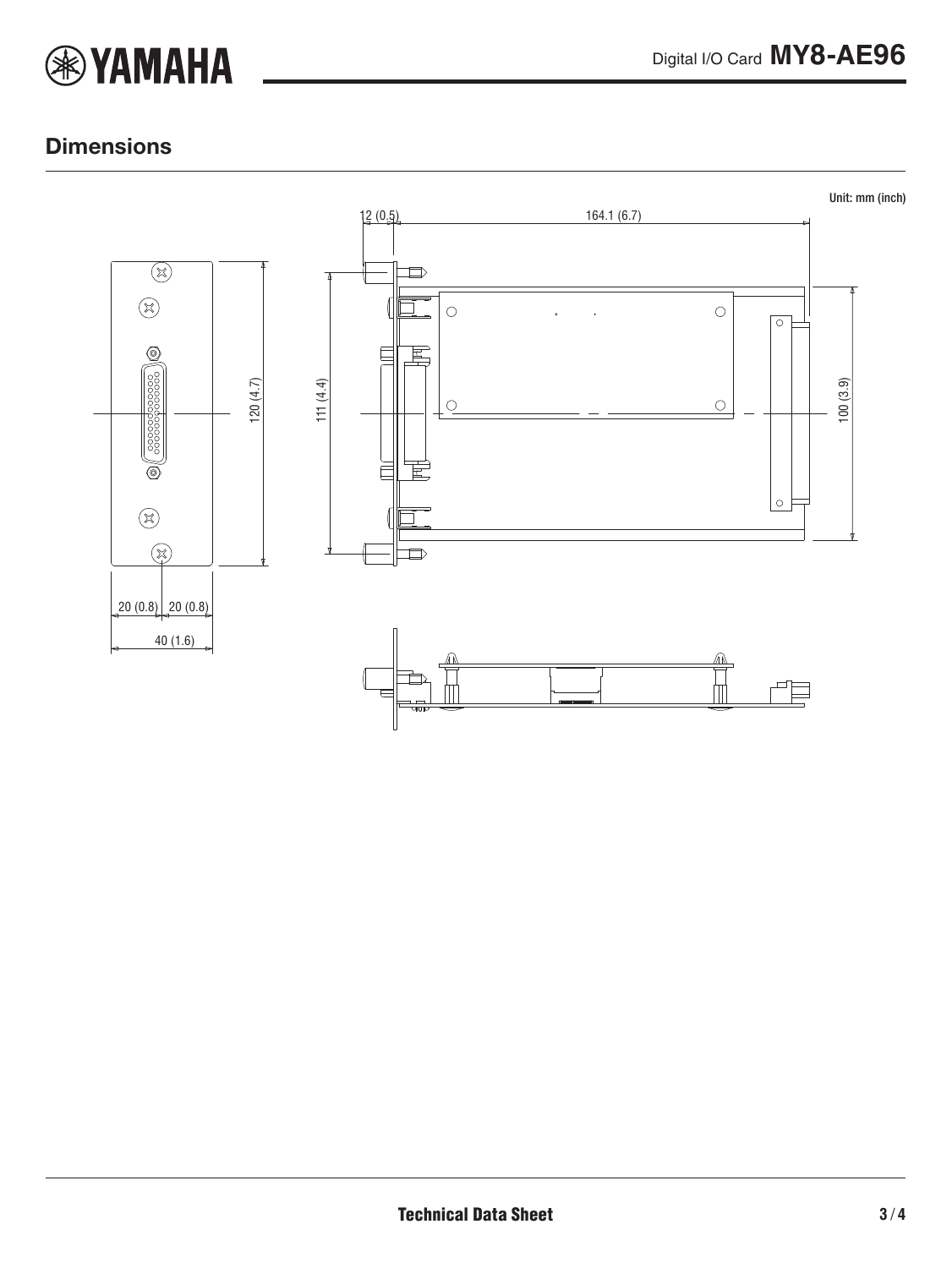## Dimensions

Unit: mm (inch)

12 (0.5)

164.1 (6.7)

120 (4.7)

111 (4.4)

100 (3.9)

20 (0.8) 20 (0.8)

40 (1.6)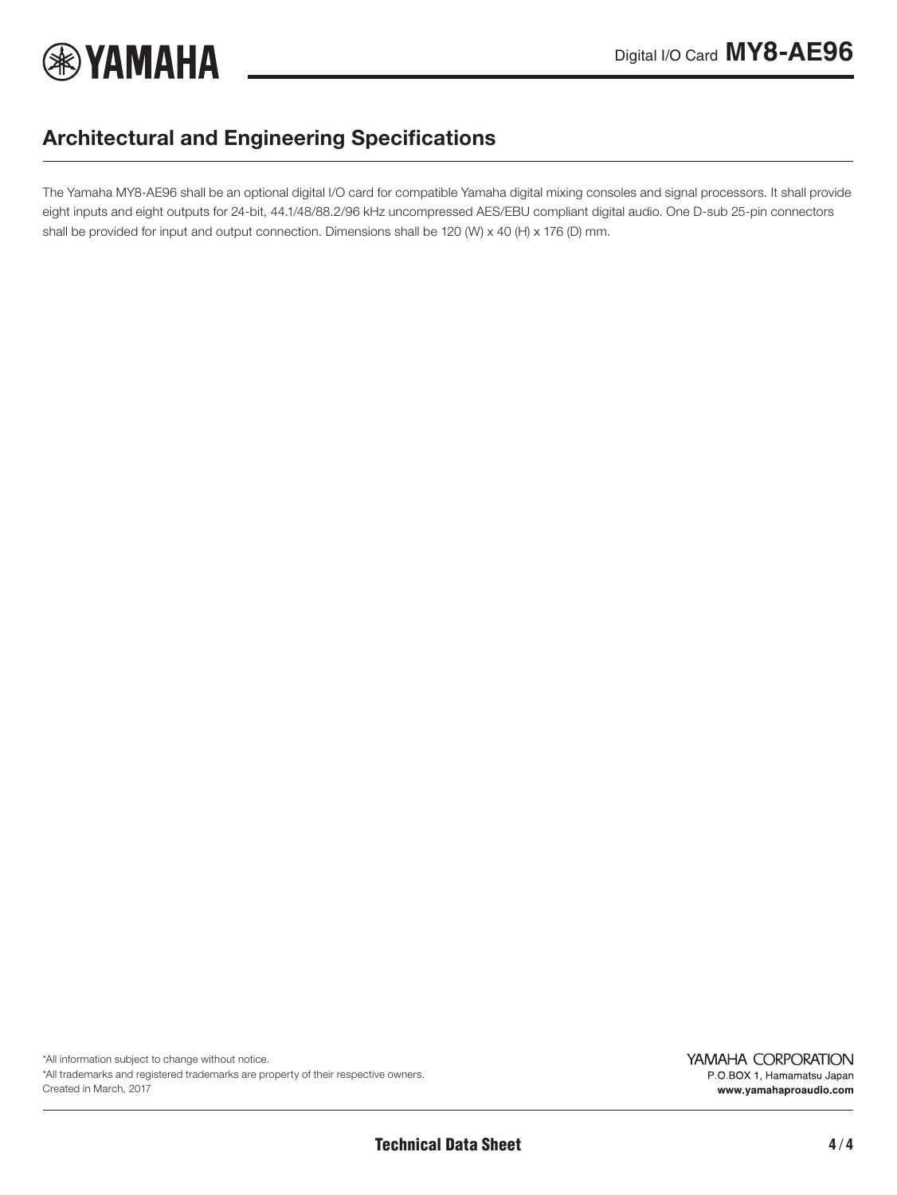## Architectural and Engineering Specifications

The Yamaha MY8-AE96 shall be an optional digital I/O card for compatible Yamaha digital mixing consoles and signal processors. It shall provide eight inputs and eight outputs for 24-bit, 44.1/48/88.2/96 kHz uncompressed AES/EBU compliant digital audio. One D-sub 25-pin connectors shall be provided for input and output connection. Dimensions shall be 120 (W) x 40 (H) x 176 (D) mm.

*All information subject to change without notice.
*All trademarks and registered trademarks are property of their respective owners.
Created in March, 2017

YAMAHA CORPORATION
P.O.BOX 1, Hamamatsu Japan
**www.yamahaproaudio.com**